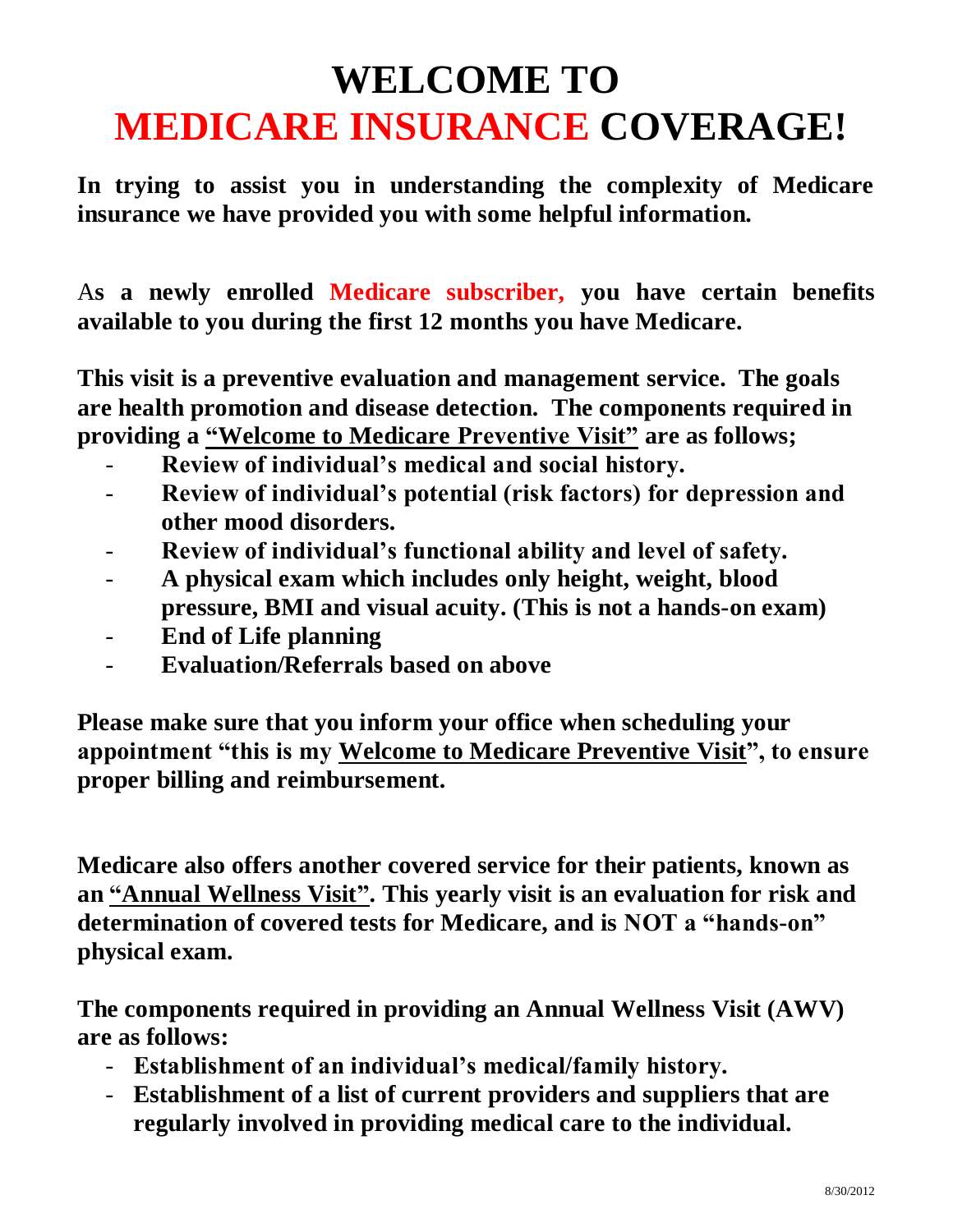# WELCOME TO MEDICARE INSURANCE COVERAGE!

**In trying to assist you in understanding the complexity of Medicare insurance we have provided you with some helpful information.**

**As a newly enrolled Medicare subscriber, you have certain benefits available to you during the first 12 months you have Medicare.**

**This visit is a preventive evaluation and management service. The goals are health promotion and disease detection. The components required in providing a "Welcome to Medicare Preventive Visit" are as follows;**

- **Review of individual's medical and social history.**
- **Review of individual's potential (risk factors) for depression and other mood disorders.**
- **Review of individual's functional ability and level of safety.**
- **A physical exam which includes only height, weight, blood pressure, BMI and visual acuity. (This is not a hands-on exam)**
- **End of Life planning**
- **Evaluation/Referrals based on above**

**Please make sure that you inform your office when scheduling your appointment "this is my Welcome to Medicare Preventive Visit", to ensure proper billing and reimbursement.**

**Medicare also offers another covered service for their patients, known as an "Annual Wellness Visit". This yearly visit is an evaluation for risk and determination of covered tests for Medicare, and is NOT a "hands-on" physical exam.**

**The components required in providing an Annual Wellness Visit (AWV) are as follows:**

- **Establishment of an individual's medical/family history.**
- **Establishment of a list of current providers and suppliers that are regularly involved in providing medical care to the individual.**

8/30/2012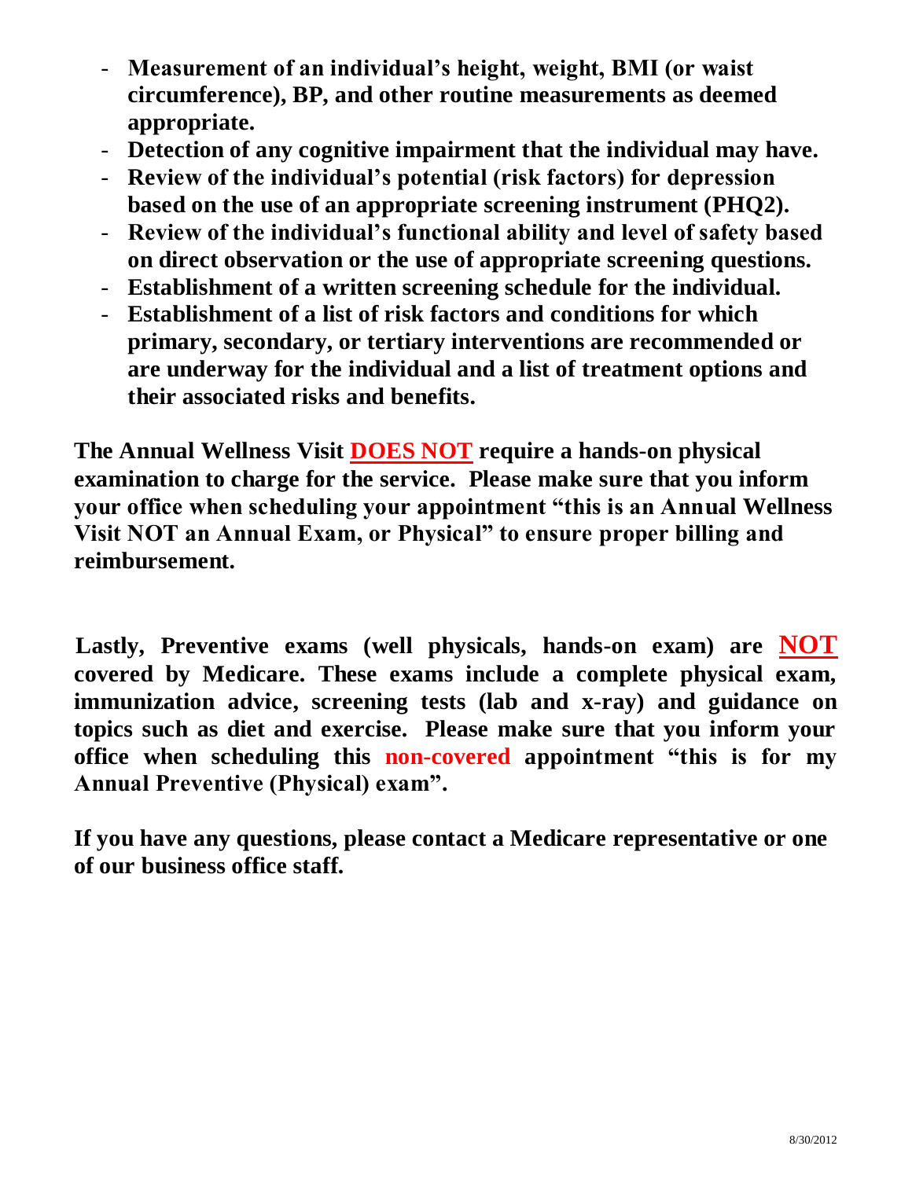- **Measurement of an individual's height, weight, BMI (or waist circumference), BP, and other routine measurements as deemed appropriate.**
- **Detection of any cognitive impairment that the individual may have.**
- **Review of the individual's potential (risk factors) for depression based on the use of an appropriate screening instrument (PHQ2).**
- **Review of the individual's functional ability and level of safety based on direct observation or the use of appropriate screening questions.**
- **Establishment of a written screening schedule for the individual.**
- **Establishment of a list of risk factors and conditions for which primary, secondary, or tertiary interventions are recommended or are underway for the individual and a list of treatment options and their associated risks and benefits.**

**The Annual Wellness Visit DOES NOT require a hands-on physical examination to charge for the service. Please make sure that you inform your office when scheduling your appointment "this is an Annual Wellness Visit NOT an Annual Exam, or Physical" to ensure proper billing and reimbursement.**

**Lastly, Preventive exams (well physicals, hands-on exam) are NOT covered by Medicare. These exams include a complete physical exam, immunization advice, screening tests (lab and x-ray) and guidance on topics such as diet and exercise. Please make sure that you inform your office when scheduling this non-covered appointment "this is for my Annual Preventive (Physical) exam".**

**If you have any questions, please contact a Medicare representative or one of our business office staff.**

8/30/2012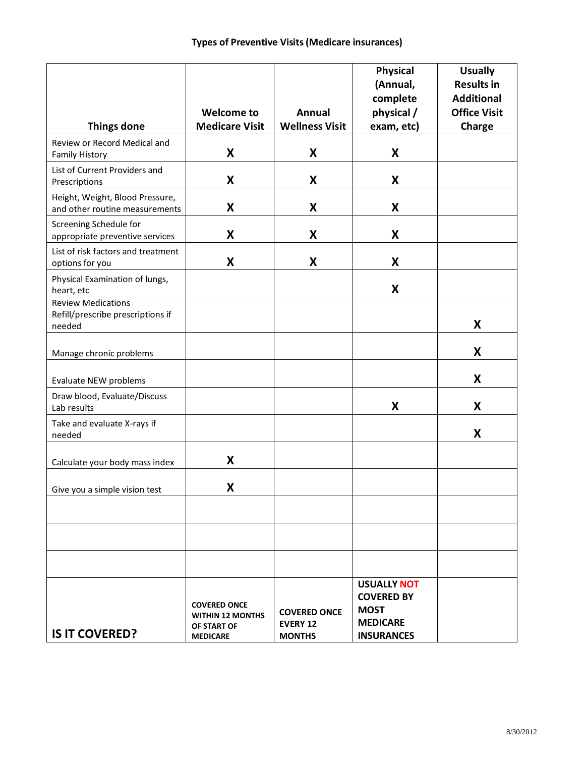**Types of Preventive Visits (Medicare insurances)**

| Things done | Welcome to Medicare Visit | Annual Wellness Visit | Physical (Annual, complete physical / exam, etc) | Usually Results in Additional Office Visit Charge |
|---|---|---|---|---|
| Review or Record Medical and Family History | X | X | X | |
| List of Current Providers and Prescriptions | X | X | X | |
| Height, Weight, Blood Pressure, and other routine measurements | X | X | X | |
| Screening Schedule for appropriate preventive services | X | X | X | |
| List of risk factors and treatment options for you | X | X | X | |
| Physical Examination of lungs, heart, etc | | | X | |
| Review Medications Refill/prescribe prescriptions if needed | | | | X |
| Manage chronic problems | | | | X |
| Evaluate NEW problems | | | | X |
| Draw blood, Evaluate/Discuss Lab results | | | X | X |
| Take and evaluate X-rays if needed | | | | X |
| Calculate your body mass index | X | | | |
| Give you a simple vision test | X | | | |
| | | | | |
| | | | | |
| | | | | |
| **IS IT COVERED?** | **COVERED ONCE WITHIN 12 MONTHS OF START OF MEDICARE** | **COVERED ONCE EVERY 12 MONTHS** | **USUALLY NOT COVERED BY MOST MEDICARE INSURANCES** | |

8/30/2012